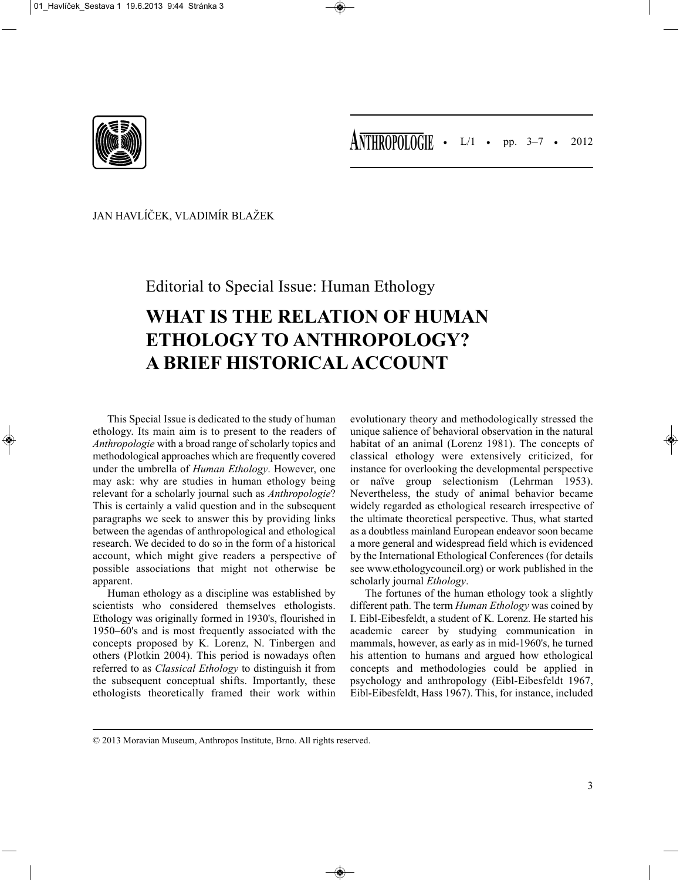JAN HAVLÍČEK, VLADIMÍR BLAŽEK

Editorial to Special Issue: Human Ethology

# WHAT IS THE RELATION OF HUMAN ETHOLOGY TO ANTHROPOLOGY? A BRIEF HISTORICAL ACCOUNT

This Special Issue is dedicated to the study of human ethology. Its main aim is to present to the readers of *Anthropologie* with a broad range of scholarly topics and methodological approaches which are frequently covered under the umbrella of *Human Ethology*. However, one may ask: why are studies in human ethology being relevant for a scholarly journal such as *Anthropologie*? This is certainly a valid question and in the subsequent paragraphs we seek to answer this by providing links between the agendas of anthropological and ethological research. We decided to do so in the form of a historical account, which might give readers a perspective of possible associations that might not otherwise be apparent.

Human ethology as a discipline was established by scientists who considered themselves ethologists. Ethology was originally formed in 1930's, flourished in 1950–60's and is most frequently associated with the concepts proposed by K. Lorenz, N. Tinbergen and others (Plotkin 2004). This period is nowadays often referred to as *Classical Ethology* to distinguish it from the subsequent conceptual shifts. Importantly, these ethologists theoretically framed their work within evolutionary theory and methodologically stressed the unique salience of behavioral observation in the natural habitat of an animal (Lorenz 1981). The concepts of classical ethology were extensively criticized, for instance for overlooking the developmental perspective or naïve group selectionism (Lehrman 1953). Nevertheless, the study of animal behavior became widely regarded as ethological research irrespective of the ultimate theoretical perspective. Thus, what started as a doubtless mainland European endeavor soon became a more general and widespread field which is evidenced by the International Ethological Conferences (for details see www.ethologycouncil.org) or work published in the scholarly journal *Ethology*.

The fortunes of the human ethology took a slightly different path. The term *Human Ethology* was coined by I. Eibl-Eibesfeldt, a student of K. Lorenz. He started his academic career by studying communication in mammals, however, as early as in mid-1960's, he turned his attention to humans and argued how ethological concepts and methodologies could be applied in psychology and anthropology (Eibl-Eibesfeldt 1967, Eibl-Eibesfeldt, Hass 1967). This, for instance, included

© 2013 Moravian Museum, Anthropos Institute, Brno. All rights reserved.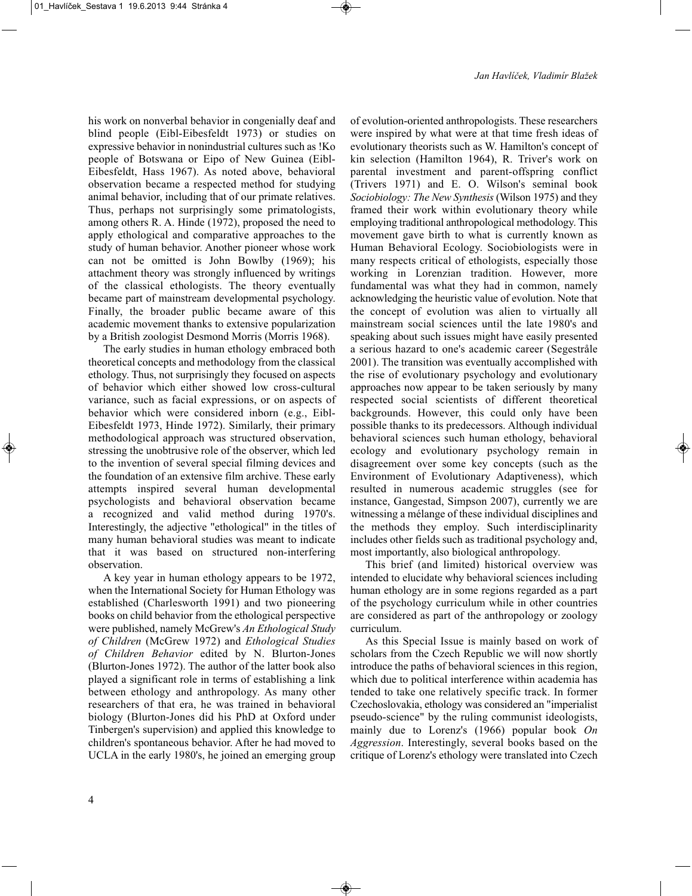his work on nonverbal behavior in congenially deaf and blind people (Eibl-Eibesfeldt 1973) or studies on expressive behavior in nonindustrial cultures such as !Ko people of Botswana or Eipo of New Guinea (Eibl-Eibesfeldt, Hass 1967). As noted above, behavioral observation became a respected method for studying animal behavior, including that of our primate relatives. Thus, perhaps not surprisingly some primatologists, among others R. A. Hinde (1972), proposed the need to apply ethological and comparative approaches to the study of human behavior. Another pioneer whose work can not be omitted is John Bowlby (1969); his attachment theory was strongly influenced by writings of the classical ethologists. The theory eventually became part of mainstream developmental psychology. Finally, the broader public became aware of this academic movement thanks to extensive popularization by a British zoologist Desmond Morris (Morris 1968).

The early studies in human ethology embraced both theoretical concepts and methodology from the classical ethology. Thus, not surprisingly they focused on aspects of behavior which either showed low cross-cultural variance, such as facial expressions, or on aspects of behavior which were considered inborn (e.g., Eibl-Eibesfeldt 1973, Hinde 1972). Similarly, their primary methodological approach was structured observation, stressing the unobtrusive role of the observer, which led to the invention of several special filming devices and the foundation of an extensive film archive. These early attempts inspired several human developmental psychologists and behavioral observation became a recognized and valid method during 1970's. Interestingly, the adjective "ethological" in the titles of many human behavioral studies was meant to indicate that it was based on structured non-interfering observation.

A key year in human ethology appears to be 1972, when the International Society for Human Ethology was established (Charlesworth 1991) and two pioneering books on child behavior from the ethological perspective were published, namely McGrew's *An Ethological Study of Children* (McGrew 1972) and *Ethological Studies of Children Behavior* edited by N. Blurton-Jones (Blurton-Jones 1972). The author of the latter book also played a significant role in terms of establishing a link between ethology and anthropology. As many other researchers of that era, he was trained in behavioral biology (Blurton-Jones did his PhD at Oxford under Tinbergen's supervision) and applied this knowledge to children's spontaneous behavior. After he had moved to UCLA in the early 1980's, he joined an emerging group of evolution-oriented anthropologists. These researchers were inspired by what were at that time fresh ideas of evolutionary theorists such as W. Hamilton's concept of kin selection (Hamilton 1964), R. Triver's work on parental investment and parent-offspring conflict (Trivers 1971) and E. O. Wilson's seminal book *Sociobiology: The New Synthesis* (Wilson 1975) and they framed their work within evolutionary theory while employing traditional anthropological methodology. This movement gave birth to what is currently known as Human Behavioral Ecology. Sociobiologists were in many respects critical of ethologists, especially those working in Lorenzian tradition. However, more fundamental was what they had in common, namely acknowledging the heuristic value of evolution. Note that the concept of evolution was alien to virtually all mainstream social sciences until the late 1980's and speaking about such issues might have easily presented a serious hazard to one's academic career (Segestråle 2001). The transition was eventually accomplished with the rise of evolutionary psychology and evolutionary approaches now appear to be taken seriously by many respected social scientists of different theoretical backgrounds. However, this could only have been possible thanks to its predecessors. Although individual behavioral sciences such human ethology, behavioral ecology and evolutionary psychology remain in disagreement over some key concepts (such as the Environment of Evolutionary Adaptiveness), which resulted in numerous academic struggles (see for instance, Gangestad, Simpson 2007), currently we are witnessing a mélange of these individual disciplines and the methods they employ. Such interdisciplinarity includes other fields such as traditional psychology and, most importantly, also biological anthropology.

This brief (and limited) historical overview was intended to elucidate why behavioral sciences including human ethology are in some regions regarded as a part of the psychology curriculum while in other countries are considered as part of the anthropology or zoology curriculum.

As this Special Issue is mainly based on work of scholars from the Czech Republic we will now shortly introduce the paths of behavioral sciences in this region, which due to political interference within academia has tended to take one relatively specific track. In former Czechoslovakia, ethology was considered an "imperialist pseudo-science" by the ruling communist ideologists, mainly due to Lorenz's (1966) popular book *On Aggression*. Interestingly, several books based on the critique of Lorenz's ethology were translated into Czech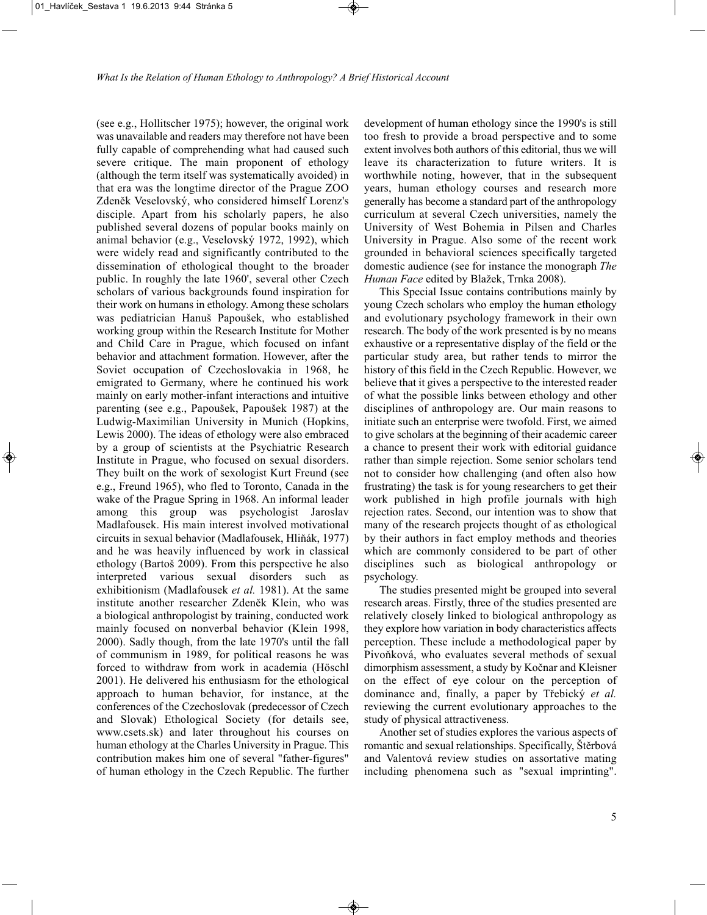(see e.g., Hollitscher 1975); however, the original work was unavailable and readers may therefore not have been fully capable of comprehending what had caused such severe critique. The main proponent of ethology (although the term itself was systematically avoided) in that era was the longtime director of the Prague ZOO Zdeněk Veselovský, who considered himself Lorenz's disciple. Apart from his scholarly papers, he also published several dozens of popular books mainly on animal behavior (e.g., Veselovský 1972, 1992), which were widely read and significantly contributed to the dissemination of ethological thought to the broader public. In roughly the late 1960', several other Czech scholars of various backgrounds found inspiration for their work on humans in ethology. Among these scholars was pediatrician Hanuš Papoušek, who established working group within the Research Institute for Mother and Child Care in Prague, which focused on infant behavior and attachment formation. However, after the Soviet occupation of Czechoslovakia in 1968, he emigrated to Germany, where he continued his work mainly on early mother-infant interactions and intuitive parenting (see e.g., Papoušek, Papoušek 1987) at the Ludwig-Maximilian University in Munich (Hopkins, Lewis 2000). The ideas of ethology were also embraced by a group of scientists at the Psychiatric Research Institute in Prague, who focused on sexual disorders. They built on the work of sexologist Kurt Freund (see e.g., Freund 1965), who fled to Toronto, Canada in the wake of the Prague Spring in 1968. An informal leader among this group was psychologist Jaroslav Madlafousek. His main interest involved motivational circuits in sexual behavior (Madlafousek, Hliňák, 1977) and he was heavily influenced by work in classical ethology (Bartoš 2009). From this perspective he also interpreted various sexual disorders such as exhibitionism (Madlafousek *et al.* 1981). At the same institute another researcher Zdeněk Klein, who was a biological anthropologist by training, conducted work mainly focused on nonverbal behavior (Klein 1998, 2000). Sadly though, from the late 1970's until the fall of communism in 1989, for political reasons he was forced to withdraw from work in academia (Höschl 2001). He delivered his enthusiasm for the ethological approach to human behavior, for instance, at the conferences of the Czechoslovak (predecessor of Czech and Slovak) Ethological Society (for details see, www.csets.sk) and later throughout his courses on human ethology at the Charles University in Prague. This contribution makes him one of several "father-figures" of human ethology in the Czech Republic. The further development of human ethology since the 1990's is still too fresh to provide a broad perspective and to some extent involves both authors of this editorial, thus we will leave its characterization to future writers. It is worthwhile noting, however, that in the subsequent years, human ethology courses and research more generally has become a standard part of the anthropology curriculum at several Czech universities, namely the University of West Bohemia in Pilsen and Charles University in Prague. Also some of the recent work grounded in behavioral sciences specifically targeted domestic audience (see for instance the monograph *The Human Face* edited by Blažek, Trnka 2008).

This Special Issue contains contributions mainly by young Czech scholars who employ the human ethology and evolutionary psychology framework in their own research. The body of the work presented is by no means exhaustive or a representative display of the field or the particular study area, but rather tends to mirror the history of this field in the Czech Republic. However, we believe that it gives a perspective to the interested reader of what the possible links between ethology and other disciplines of anthropology are. Our main reasons to initiate such an enterprise were twofold. First, we aimed to give scholars at the beginning of their academic career a chance to present their work with editorial guidance rather than simple rejection. Some senior scholars tend not to consider how challenging (and often also how frustrating) the task is for young researchers to get their work published in high profile journals with high rejection rates. Second, our intention was to show that many of the research projects thought of as ethological by their authors in fact employ methods and theories which are commonly considered to be part of other disciplines such as biological anthropology or psychology.

The studies presented might be grouped into several research areas. Firstly, three of the studies presented are relatively closely linked to biological anthropology as they explore how variation in body characteristics affects perception. These include a methodological paper by Pivoňková, who evaluates several methods of sexual dimorphism assessment, a study by Kočnar and Kleisner on the effect of eye colour on the perception of dominance and, finally, a paper by Třebický *et al.* reviewing the current evolutionary approaches to the study of physical attractiveness.

Another set of studies explores the various aspects of romantic and sexual relationships. Specifically, Štěrbová and Valentová review studies on assortative mating including phenomena such as "sexual imprinting".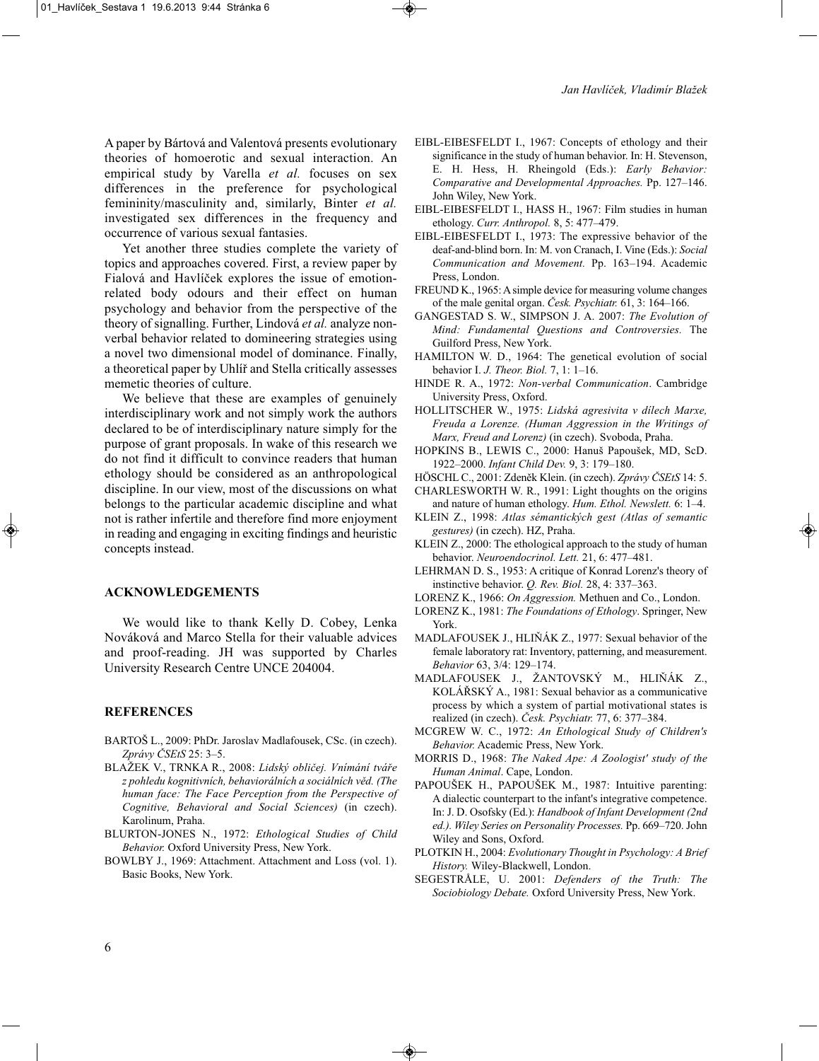A paper by Bártová and Valentová presents evolutionary theories of homoerotic and sexual interaction. An empirical study by Varella *et al.* focuses on sex differences in the preference for psychological femininity/masculinity and, similarly, Binter *et al.* investigated sex differences in the frequency and occurrence of various sexual fantasies.

Yet another three studies complete the variety of topics and approaches covered. First, a review paper by Fialová and Havlíček explores the issue of emotion-related body odours and their effect on human psychology and behavior from the perspective of the theory of signalling. Further, Lindová *et al.* analyze non-verbal behavior related to domineering strategies using a novel two dimensional model of dominance. Finally, a theoretical paper by Uhlíř and Stella critically assesses memetic theories of culture.

We believe that these are examples of genuinely interdisciplinary work and not simply work the authors declared to be of interdisciplinary nature simply for the purpose of grant proposals. In wake of this research we do not find it difficult to convince readers that human ethology should be considered as an anthropological discipline. In our view, most of the discussions on what belongs to the particular academic discipline and what not is rather infertile and therefore find more enjoyment in reading and engaging in exciting findings and heuristic concepts instead.

## ACKNOWLEDGEMENTS

We would like to thank Kelly D. Cobey, Lenka Nováková and Marco Stella for their valuable advices and proof-reading. JH was supported by Charles University Research Centre UNCE 204004.

## REFERENCES

BARTOŠ L., 2009: PhDr. Jaroslav Madlafousek, CSc. (in czech). *Zprávy ČSEtS* 25: 3–5.

BLAŽEK V., TRNKA R., 2008: *Lidský obličej. Vnímání tváře z pohledu kognitivních, behaviorálních a sociálních věd. (The human face: The Face Perception from the Perspective of Cognitive, Behavioral and Social Sciences)* (in czech). Karolinum, Praha.

BLURTON-JONES N., 1972: *Ethological Studies of Child Behavior.* Oxford University Press, New York.

BOWLBY J., 1969: Attachment. Attachment and Loss (vol. 1). Basic Books, New York.

EIBL-EIBESFELDT I., 1967: Concepts of ethology and their significance in the study of human behavior. In: H. Stevenson, E. H. Hess, H. Rheingold (Eds.): *Early Behavior: Comparative and Developmental Approaches.* Pp. 127–146. John Wiley, New York.

EIBL-EIBESFELDT I., HASS H., 1967: Film studies in human ethology. *Curr. Anthropol.* 8, 5: 477–479.

EIBL-EIBESFELDT I., 1973: The expressive behavior of the deaf-and-blind born. In: M. von Cranach, I. Vine (Eds.): *Social Communication and Movement.* Pp. 163–194. Academic Press, London.

FREUND K., 1965: A simple device for measuring volume changes of the male genital organ. *Česk. Psychiatr.* 61, 3: 164–166.

GANGESTAD S. W., SIMPSON J. A. 2007: *The Evolution of Mind: Fundamental Questions and Controversies.* The Guilford Press, New York.

HAMILTON W. D., 1964: The genetical evolution of social behavior I. *J. Theor. Biol.* 7, 1: 1–16.

HINDE R. A., 1972: *Non-verbal Communication*. Cambridge University Press, Oxford.

HOLLITSCHER W., 1975: *Lidská agresivita v dílech Marxe, Freuda a Lorenze. (Human Aggression in the Writings of Marx, Freud and Lorenz)* (in czech). Svoboda, Praha.

HOPKINS B., LEWIS C., 2000: Hanuš Papoušek, MD, ScD. 1922–2000. *Infant Child Dev.* 9, 3: 179–180.

HÖSCHL C., 2001: Zdeněk Klein. (in czech). *Zprávy ČSEtS* 14: 5.

CHARLESWORTH W. R., 1991: Light thoughts on the origins and nature of human ethology. *Hum. Ethol. Newslett.* 6: 1–4.

KLEIN Z., 1998: *Atlas sémantických gest (Atlas of semantic gestures)* (in czech). HZ, Praha.

KLEIN Z., 2000: The ethological approach to the study of human behavior. *Neuroendocrinol. Lett.* 21, 6: 477–481.

LEHRMAN D. S., 1953: A critique of Konrad Lorenz's theory of instinctive behavior. *Q. Rev. Biol.* 28, 4: 337–363.

LORENZ K., 1966: *On Aggression.* Methuen and Co., London.

LORENZ K., 1981: *The Foundations of Ethology*. Springer, New York.

MADLAFOUSEK J., HLIŇÁK Z., 1977: Sexual behavior of the female laboratory rat: Inventory, patterning, and measurement. *Behavior* 63, 3/4: 129–174.

MADLAFOUSEK J., ŽANTOVSKÝ M., HLIŇÁK Z., KOLÁŘSKÝ A., 1981: Sexual behavior as a communicative process by which a system of partial motivational states is realized (in czech). *Česk. Psychiatr.* 77, 6: 377–384.

MCGREW W. C., 1972: *An Ethological Study of Children's Behavior.* Academic Press, New York.

MORRIS D., 1968: *The Naked Ape: A Zoologist' study of the Human Animal*. Cape, London.

PAPOUŠEK H., PAPOUŠEK M., 1987: Intuitive parenting: A dialectic counterpart to the infant's integrative competence. In: J. D. Osofsky (Ed.): *Handbook of Infant Development (2nd ed.). Wiley Series on Personality Processes.* Pp. 669–720. John Wiley and Sons, Oxford.

PLOTKIN H., 2004: *Evolutionary Thought in Psychology: A Brief History.* Wiley-Blackwell, London.

SEGESTRÅLE, U. 2001: *Defenders of the Truth: The Sociobiology Debate.* Oxford University Press, New York.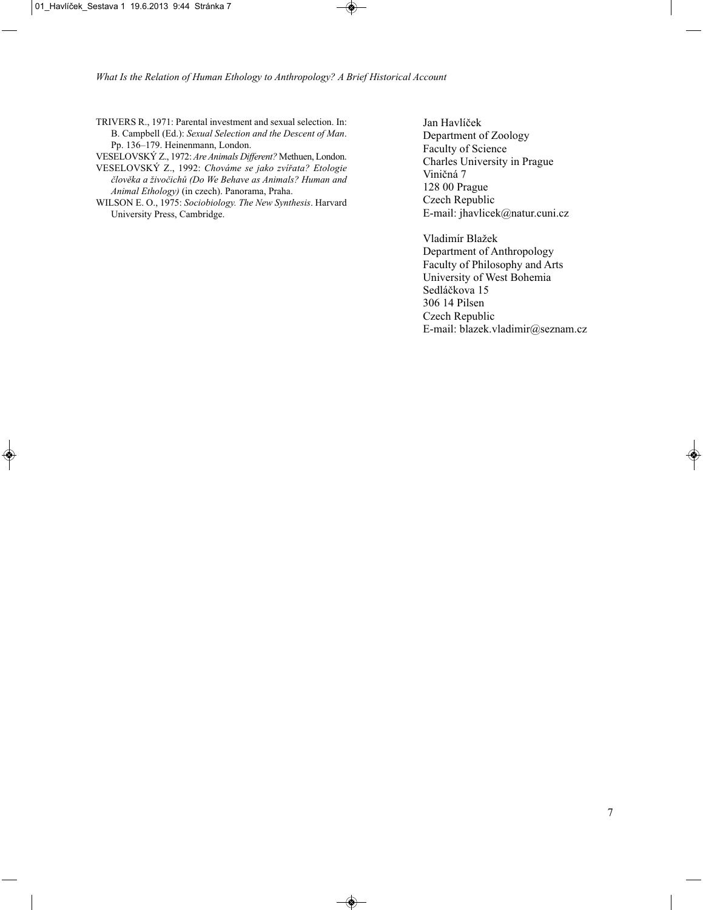TRIVERS R., 1971: Parental investment and sexual selection. In: B. Campbell (Ed.): *Sexual Selection and the Descent of Man*. Pp. 136–179. Heinenmann, London.

VESELOVSKÝ Z., 1972: *Are Animals Different?* Methuen, London.

VESELOVSKÝ Z., 1992: *Chováme se jako zvířata? Etologie člověka a živočichů (Do We Behave as Animals? Human and Animal Ethology)* (in czech). Panorama, Praha.

WILSON E. O., 1975: *Sociobiology. The New Synthesis*. Harvard University Press, Cambridge.

Jan Havlíček
Department of Zoology
Faculty of Science
Charles University in Prague
Viničná 7
128 00 Prague
Czech Republic
E-mail: jhavlicek@natur.cuni.cz

Vladimír Blažek
Department of Anthropology
Faculty of Philosophy and Arts
University of West Bohemia
Sedláčkova 15
306 14 Pilsen
Czech Republic
E-mail: blazek.vladimir@seznam.cz